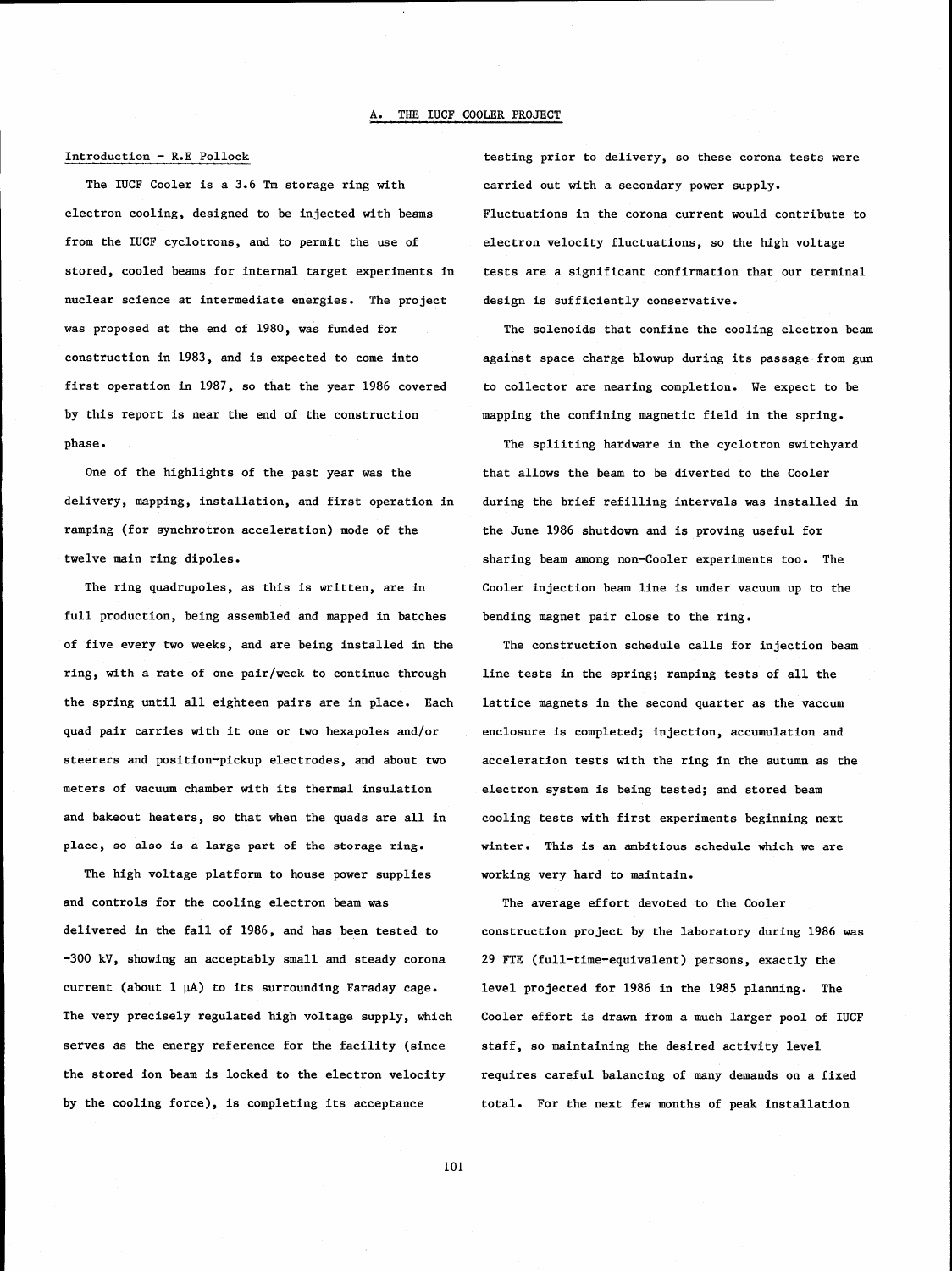# A. THE IUCF COOLER PROJECT

## Introduction - R.E Pollock

The IUCF Cooler is a 3.6 Tm storage ring with electron cooling, designed to be injected with beams from the IUCF cyclotrons, and to permit the use of stored, cooled beams for internal target experiments in nuclear science at intermediate energies. The project was proposed at the end of 1980, was funded for construction in 1983, and is expected to come into first operation in 1987, so that the year 1986 covered by this report is near the end of the construction phase.

One of the highlights of the past year was the delivery, mapping, installation, and first operation in ramping (for synchrotron acceleration) mode of the twelve main ring dipoles.

The ring quadrupoles, as this is written, are in full production, being assembled and mapped in batches of five every two weeks, and are being installed in the ring, with a rate of one pair/week to continue through the spring until all eighteen pairs are in place. Each quad pair carries with it one or two hexapoles and/or steerers and position-pickup electrodes, and about two meters of vacuum chamber with its thermal insulation and bakeout heaters, so that when the quads are all in place, so also is a large part of the storage ring.

The high voltage platform to house power supplies and controls for the cooling electron beam was delivered in the fall of 1986, and has been tested to -300 kV, showing an acceptably small and steady corona current (about 1 μA) to its surrounding Faraday cage. The very precisely regulated high voltage supply, which serves as the energy reference for the facility (since the stored ion beam is locked to the electron velocity by the cooling force), is completing its acceptance testing prior to delivery, so these corona tests were carried out with a secondary power supply. Fluctuations in the corona current would contribute to electron velocity fluctuations, so the high voltage tests are a significant confirmation that our terminal design is sufficiently conservative.

The solenoids that confine the cooling electron beam against space charge blowup during its passage from gun to collector are nearing completion. We expect to be mapping the confining magnetic field in the spring.

The spliiting hardware in the cyclotron switchyard that allows the beam to be diverted to the Cooler during the brief refilling intervals was installed in the June 1986 shutdown and is proving useful for sharing beam among non-Cooler experiments too. The Cooler injection beam line is under vacuum up to the bending magnet pair close to the ring.

The construction schedule calls for injection beam line tests in the spring; ramping tests of all the lattice magnets in the second quarter as the vaccum enclosure is completed; injection, accumulation and acceleration tests with the ring in the autumn as the electron system is being tested; and stored beam cooling tests with first experiments beginning next winter. This is an ambitious schedule which we are working very hard to maintain.

The average effort devoted to the Cooler construction project by the laboratory during 1986 was 29 FTE (full-time-equivalent) persons, exactly the level projected for 1986 in the 1985 planning. The Cooler effort is drawn from a much larger pool of IUCF staff, so maintaining the desired activity level requires careful balancing of many demands on a fixed total. For the next few months of peak installation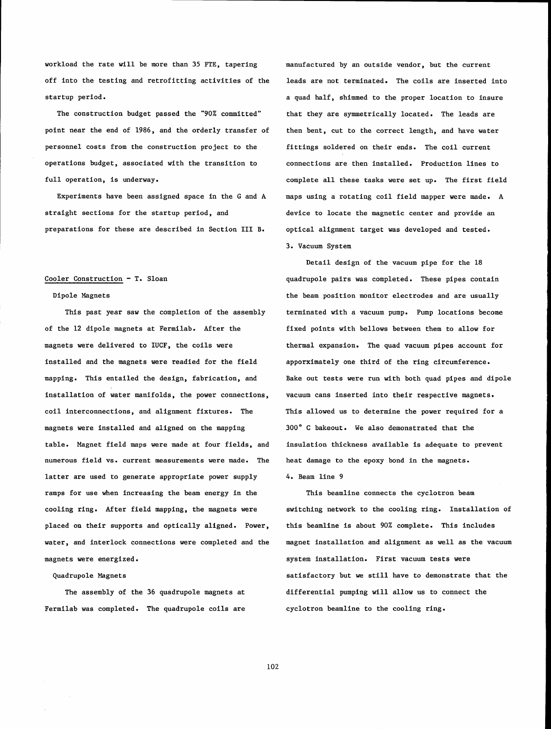workload the rate will be more than 35 FTE, tapering off into the testing and retrofitting activities of the startup period.

The construction budget passed the "90% committed" point near the end of 1986, and the orderly transfer of personnel costs from the construction project to the operations budget, associated with the transition to full operation, is underway.

Experiments have been assigned space in the G and A straight sections for the startup period, and preparations for these are described in Section III B.

## Cooler Construction - T. Sloan

### Dipole Magnets

This past year saw the completion of the assembly of the 12 dipole magnets at Fermilab. After the magnets were delivered to IUCF, the coils were installed and the magnets were readied for the field mapping. This entailed the design, fabrication, and installation of water manifolds, the power connections, coil interconnections, and alignment fixtures. The magnets were installed and aligned on the mapping table. Magnet field maps were made at four fields, and numerous field vs. current measurements were made. The latter are used to generate appropriate power supply ramps for use when increasing the beam energy in the cooling ring. After field mapping, the magnets were placed on their supports and optically aligned. Power, water, and interlock connections were completed and the magnets were energized.

### Quadrupole Magnets

The assembly of the 36 quadrupole magnets at Fermilab was completed. The quadrupole coils are manufactured by an outside vendor, but the current leads are not terminated. The coils are inserted into a quad half, shimmed to the proper location to insure that they are symmetrically located. The leads are then bent, cut to the correct length, and have water fittings soldered on their ends. The coil current connections are then installed. Production lines to complete all these tasks were set up. The first field maps using a rotating coil field mapper were made. A device to locate the magnetic center and provide an optical alignment target was developed and tested.

### 3. Vacuum System

Detail design of the vacuum pipe for the 18 quadrupole pairs was completed. These pipes contain the beam position monitor electrodes and are usually terminated with a vacuum pump. Pump locations become fixed points with bellows between them to allow for thermal expansion. The quad vacuum pipes account for apporximately one third of the ring circumference. Bake out tests were run with both quad pipes and dipole vacuum cans inserted into their respective magnets. This allowed us to determine the power required for a 300° C bakeout. We also demonstrated that the insulation thickness available is adequate to prevent heat damage to the epoxy bond in the magnets.

### 4. Beam line 9

This beamline connects the cyclotron beam switching network to the cooling ring. Installation of this beamline is about 90% complete. This includes magnet installation and alignment as well as the vacuum system installation. First vacuum tests were satisfactory but we still have to demonstrate that the differential pumping will allow us to connect the cyclotron beamline to the cooling ring.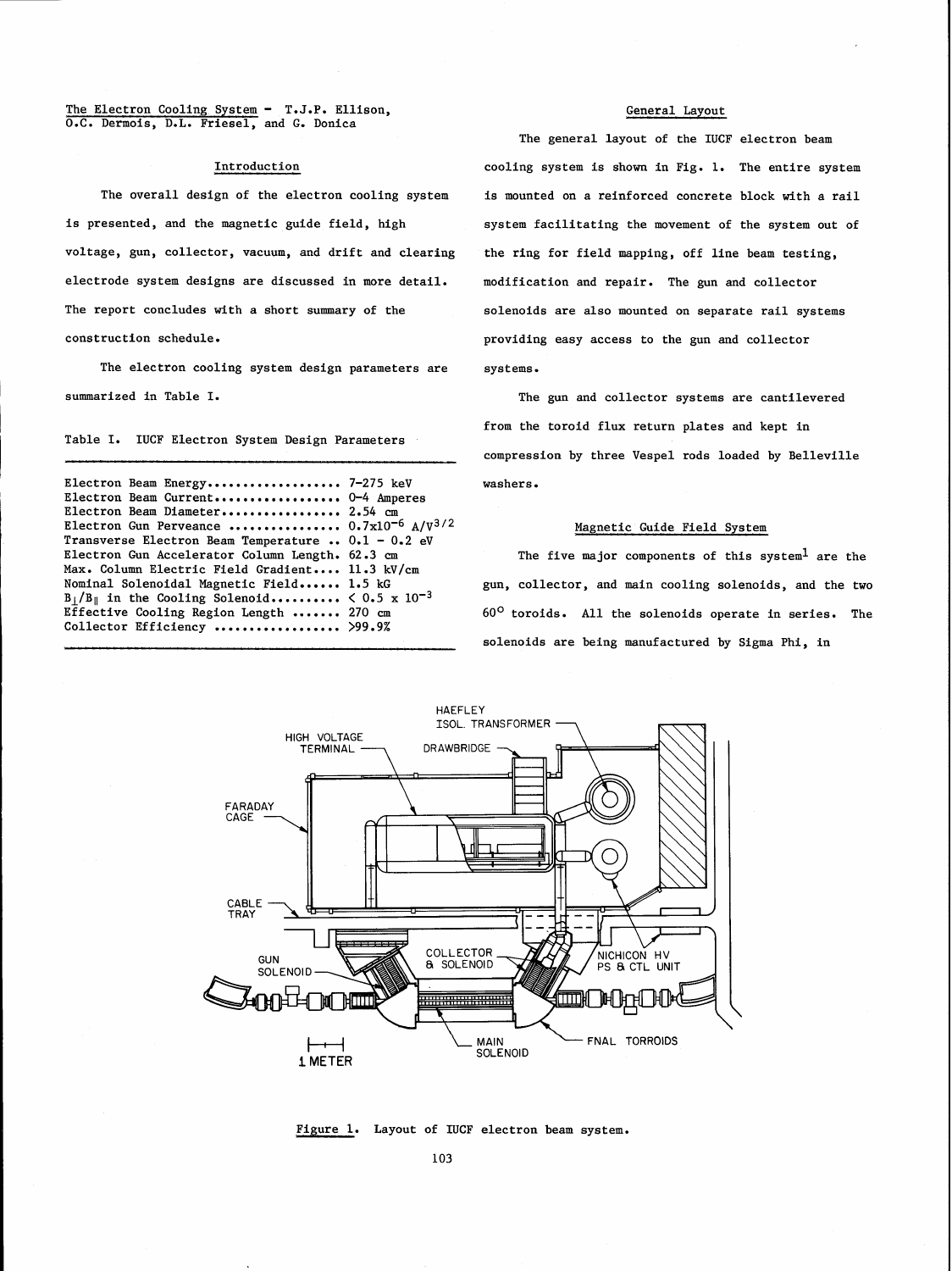The Electron Cooling System - T.J.P. Ellison, O.C. Dermois, D.L. Friesel, and G. Donica

## Introduction

The overall design of the electron cooling system is presented, and the magnetic guide field, high voltage, gun, collector, vacuum, and drift and clearing electrode system designs are discussed in more detail. The report concludes with a short summary of the construction schedule.

The electron cooling system design parameters are summarized in Table I.

Table I. IUCF Electron System Design Parameters

| Parameter | Value |
|---|---|
| Electron Beam Energy | 7-275 keV |
| Electron Beam Current | 0-4 Amperes |
| Electron Beam Diameter | 2.54 cm |
| Electron Gun Perveance | $0.7\times10^{-6}$ A/V$^{3/2}$ |
| Transverse Electron Beam Temperature | 0.1 - 0.2 eV |
| Electron Gun Accelerator Column Length | 62.3 cm |
| Max. Column Electric Field Gradient | 11.3 kV/cm |
| Nominal Solenoidal Magnetic Field | 1.5 kG |
| $B_\perp/B_\parallel$ in the Cooling Solenoid | $< 0.5\times10^{-3}$ |
| Effective Cooling Region Length | 270 cm |
| Collector Efficiency | >99.9% |

## General Layout

The general layout of the IUCF electron beam cooling system is shown in Fig. 1. The entire system is mounted on a reinforced concrete block with a rail system facilitating the movement of the system out of the ring for field mapping, off line beam testing, modification and repair. The gun and collector solenoids are also mounted on separate rail systems providing easy access to the gun and collector systems.

The gun and collector systems are cantilevered from the toroid flux return plates and kept in compression by three Vespel rods loaded by Belleville washers.

## Magnetic Guide Field System

The five major components of this system[1] are the gun, collector, and main cooling solenoids, and the two 60° toroids. All the solenoids operate in series. The solenoids are being manufactured by Sigma Phi, in

Figure 1. Layout of IUCF electron beam system.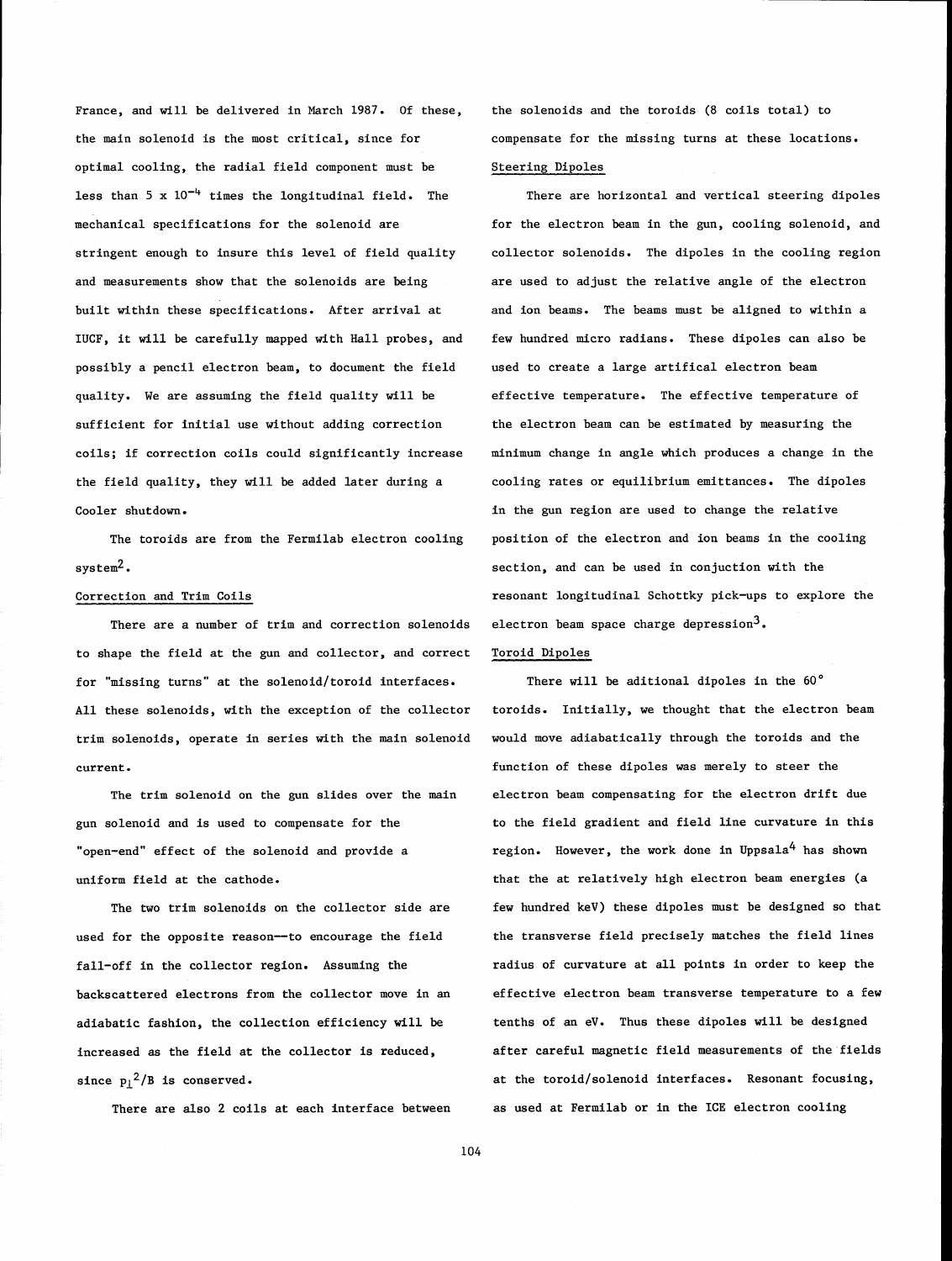France, and will be delivered in March 1987. Of these, the main solenoid is the most critical, since for optimal cooling, the radial field component must be less than $5 \times 10^{-4}$ times the longitudinal field. The mechanical specifications for the solenoid are stringent enough to insure this level of field quality and measurements show that the solenoids are being built within these specifications. After arrival at IUCF, it will be carefully mapped with Hall probes, and possibly a pencil electron beam, to document the field quality. We are assuming the field quality will be sufficient for initial use without adding correction coils; if correction coils could significantly increase the field quality, they will be added later during a Cooler shutdown.

The toroids are from the Fermilab electron cooling system[2].

### Correction and Trim Coils

There are a number of trim and correction solenoids to shape the field at the gun and collector, and correct for "missing turns" at the solenoid/toroid interfaces. All these solenoids, with the exception of the collector trim solenoids, operate in series with the main solenoid current.

The trim solenoid on the gun slides over the main gun solenoid and is used to compensate for the "open-end" effect of the solenoid and provide a uniform field at the cathode.

The two trim solenoids on the collector side are used for the opposite reason—to encourage the field fall-off in the collector region. Assuming the backscattered electrons from the collector move in an adiabatic fashion, the collection efficiency will be increased as the field at the collector is reduced, since $p_{\perp}^2/B$ is conserved.

There are also 2 coils at each interface between the solenoids and the toroids (8 coils total) to compensate for the missing turns at these locations.

### Steering Dipoles

There are horizontal and vertical steering dipoles for the electron beam in the gun, cooling solenoid, and collector solenoids. The dipoles in the cooling region are used to adjust the relative angle of the electron and ion beams. The beams must be aligned to within a few hundred micro radians. These dipoles can also be used to create a large artifical electron beam effective temperature. The effective temperature of the electron beam can be estimated by measuring the minimum change in angle which produces a change in the cooling rates or equilibrium emittances. The dipoles in the gun region are used to change the relative position of the electron and ion beams in the cooling section, and can be used in conjuction with the resonant longitudinal Schottky pick-ups to explore the electron beam space charge depression[3].

### Toroid Dipoles

There will be aditional dipoles in the 60° toroids. Initially, we thought that the electron beam would move adiabatically through the toroids and the function of these dipoles was merely to steer the electron beam compensating for the electron drift due to the field gradient and field line curvature in this region. However, the work done in Uppsala[4] has shown that the at relatively high electron beam energies (a few hundred keV) these dipoles must be designed so that the transverse field precisely matches the field lines radius of curvature at all points in order to keep the effective electron beam transverse temperature to a few tenths of an eV. Thus these dipoles will be designed after careful magnetic field measurements of the fields at the toroid/solenoid interfaces. Resonant focusing, as used at Fermilab or in the ICE electron cooling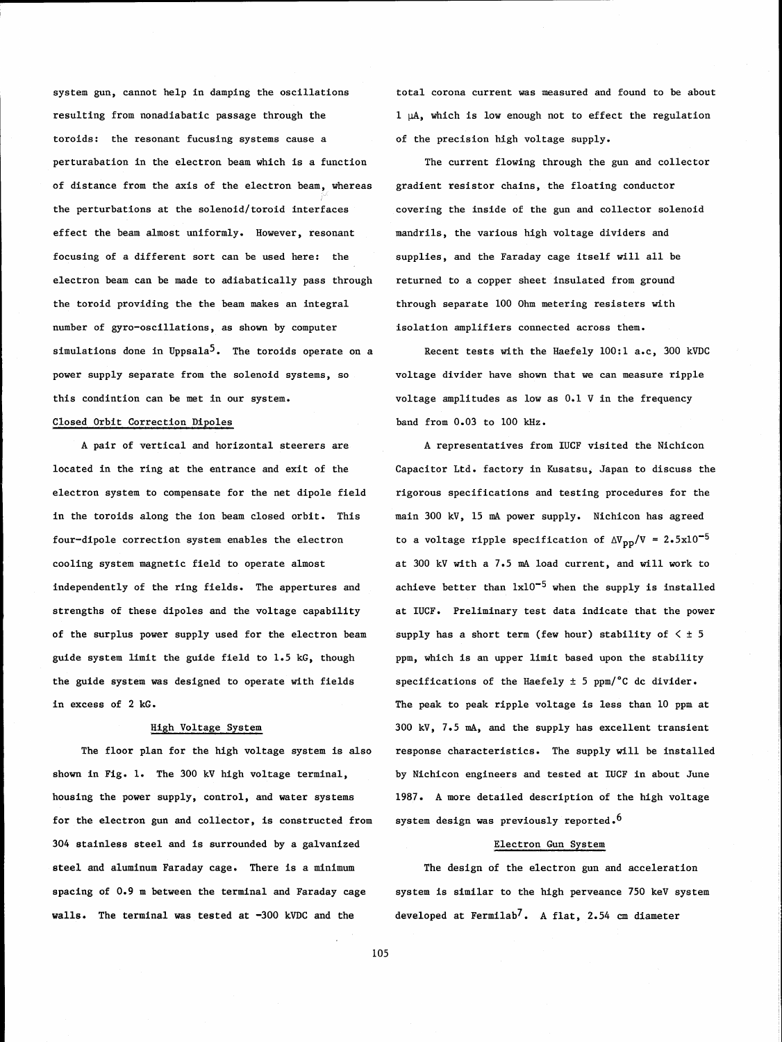system gun, cannot help in damping the oscillations resulting from nonadiabatic passage through the toroids: the resonant fucusing systems cause a perturabation in the electron beam which is a function of distance from the axis of the electron beam, whereas the perturbations at the solenoid/toroid interfaces effect the beam almost uniformly. However, resonant focusing of a different sort can be used here: the electron beam can be made to adiabatically pass through the toroid providing the the beam makes an integral number of gyro-oscillations, as shown by computer simulations done in Uppsala[5]. The toroids operate on a power supply separate from the solenoid systems, so this condintion can be met in our system.

Closed Orbit Correction Dipoles

A pair of vertical and horizontal steerers are located in the ring at the entrance and exit of the electron system to compensate for the net dipole field in the toroids along the ion beam closed orbit. This four-dipole correction system enables the electron cooling system magnetic field to operate almost independently of the ring fields. The appertures and strengths of these dipoles and the voltage capability of the surplus power supply used for the electron beam guide system limit the guide field to 1.5 kG, though the guide system was designed to operate with fields in excess of 2 kG.

## High Voltage System

The floor plan for the high voltage system is also shown in Fig. 1. The 300 kV high voltage terminal, housing the power supply, control, and water systems for the electron gun and collector, is constructed from 304 stainless steel and is surrounded by a galvanized steel and aluminum Faraday cage. There is a minimum spacing of 0.9 m between the terminal and Faraday cage walls. The terminal was tested at -300 kVDC and the total corona current was measured and found to be about 1 μA, which is low enough not to effect the regulation of the precision high voltage supply.

The current flowing through the gun and collector gradient resistor chains, the floating conductor covering the inside of the gun and collector solenoid mandrils, the various high voltage dividers and supplies, and the Faraday cage itself will all be returned to a copper sheet insulated from ground through separate 100 Ohm metering resisters with isolation amplifiers connected across them.

Recent tests with the Haefely 100:1 a.c, 300 kVDC voltage divider have shown that we can measure ripple voltage amplitudes as low as 0.1 V in the frequency band from 0.03 to 100 kHz.

A representatives from IUCF visited the Nichicon Capacitor Ltd. factory in Kusatsu, Japan to discuss the rigorous specifications and testing procedures for the main 300 kV, 15 mA power supply. Nichicon has agreed to a voltage ripple specification of $\Delta V_{pp}/V = 2.5\text{x}10^{-5}$ at 300 kV with a 7.5 mA load current, and will work to achieve better than $1\text{x}10^{-5}$ when the supply is installed at IUCF. Preliminary test data indicate that the power supply has a short term (few hour) stability of $< \pm 5$ ppm, which is an upper limit based upon the stability specifications of the Haefely ± 5 ppm/°C dc divider. The peak to peak ripple voltage is less than 10 ppm at 300 kV, 7.5 mA, and the supply has excellent transient response characteristics. The supply will be installed by Nichicon engineers and tested at IUCF in about June 1987. A more detailed description of the high voltage system design was previously reported.[6]

## Electron Gun System

The design of the electron gun and acceleration system is similar to the high perveance 750 keV system developed at Fermilab[7]. A flat, 2.54 cm diameter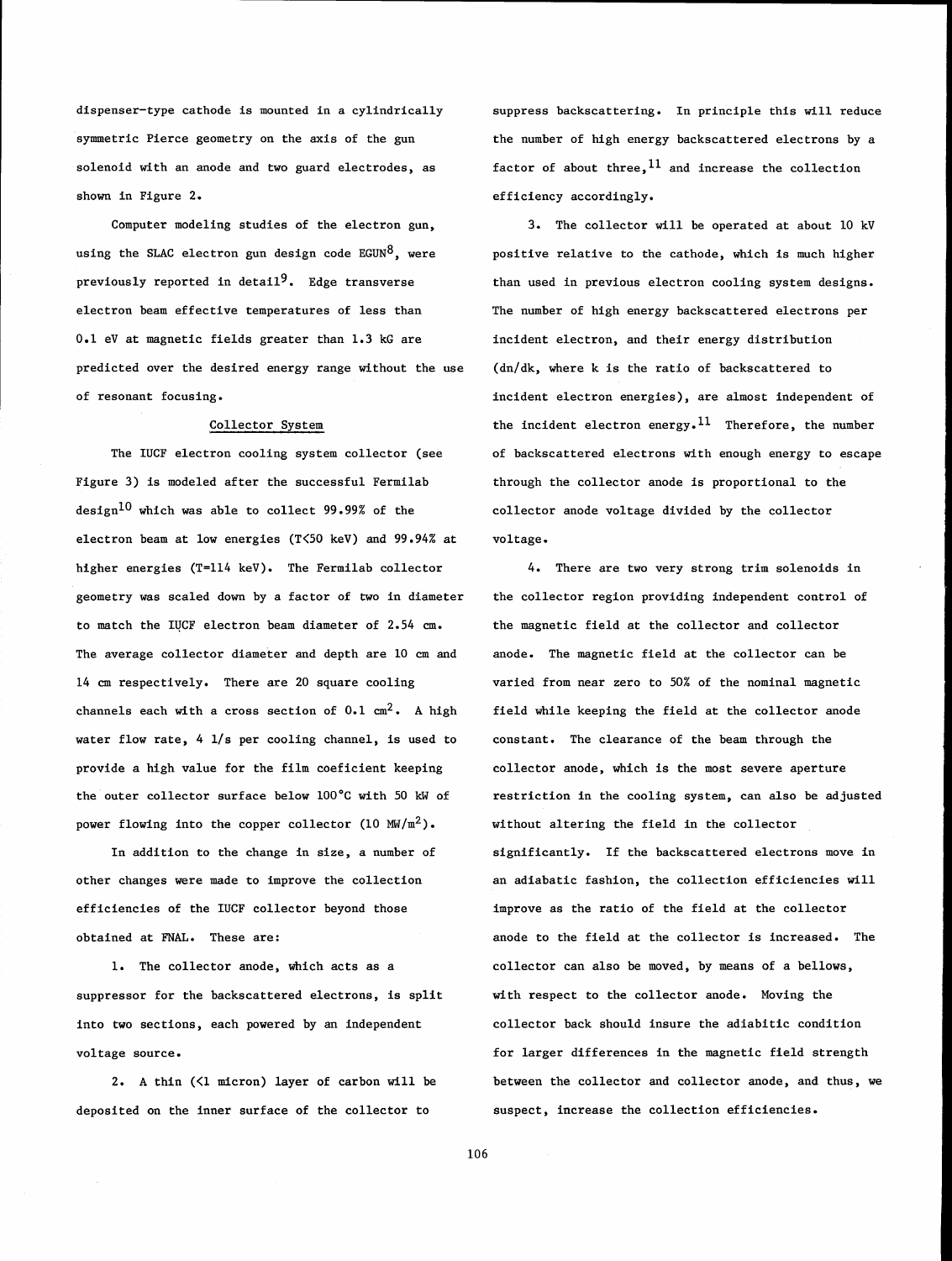dispenser-type cathode is mounted in a cylindrically symmetric Pierce geometry on the axis of the gun solenoid with an anode and two guard electrodes, as shown in Figure 2.

Computer modeling studies of the electron gun, using the SLAC electron gun design code EGUN[8], were previously reported in detail[9]. Edge transverse electron beam effective temperatures of less than 0.1 eV at magnetic fields greater than 1.3 kG are predicted over the desired energy range without the use of resonant focusing.

## Collector System

The IUCF electron cooling system collector (see Figure 3) is modeled after the successful Fermilab design[10] which was able to collect 99.99% of the electron beam at low energies (T<50 keV) and 99.94% at higher energies (T=114 keV). The Fermilab collector geometry was scaled down by a factor of two in diameter to match the IUCF electron beam diameter of 2.54 cm. The average collector diameter and depth are 10 cm and 14 cm respectively. There are 20 square cooling channels each with a cross section of 0.1 $cm^2$. A high water flow rate, 4 l/s per cooling channel, is used to provide a high value for the film coeficient keeping the outer collector surface below 100°C with 50 kW of power flowing into the copper collector (10 $MW/m^2$).

In addition to the change in size, a number of other changes were made to improve the collection efficiencies of the IUCF collector beyond those obtained at FNAL. These are:

1. The collector anode, which acts as a suppressor for the backscattered electrons, is split into two sections, each powered by an independent voltage source.

2. A thin (<1 micron) layer of carbon will be deposited on the inner surface of the collector to suppress backscattering. In principle this will reduce the number of high energy backscattered electrons by a factor of about three,[11] and increase the collection efficiency accordingly.

3. The collector will be operated at about 10 kV positive relative to the cathode, which is much higher than used in previous electron cooling system designs. The number of high energy backscattered electrons per incident electron, and their energy distribution (dn/dk, where k is the ratio of backscattered to incident electron energies), are almost independent of the incident electron energy.[11] Therefore, the number of backscattered electrons with enough energy to escape through the collector anode is proportional to the collector anode voltage divided by the collector voltage.

4. There are two very strong trim solenoids in the collector region providing independent control of the magnetic field at the collector and collector anode. The magnetic field at the collector can be varied from near zero to 50% of the nominal magnetic field while keeping the field at the collector anode constant. The clearance of the beam through the collector anode, which is the most severe aperture restriction in the cooling system, can also be adjusted without altering the field in the collector significantly. If the backscattered electrons move in an adiabatic fashion, the collection efficiencies will improve as the ratio of the field at the collector anode to the field at the collector is increased. The collector can also be moved, by means of a bellows, with respect to the collector anode. Moving the collector back should insure the adiabitic condition for larger differences in the magnetic field strength between the collector and collector anode, and thus, we suspect, increase the collection efficiencies.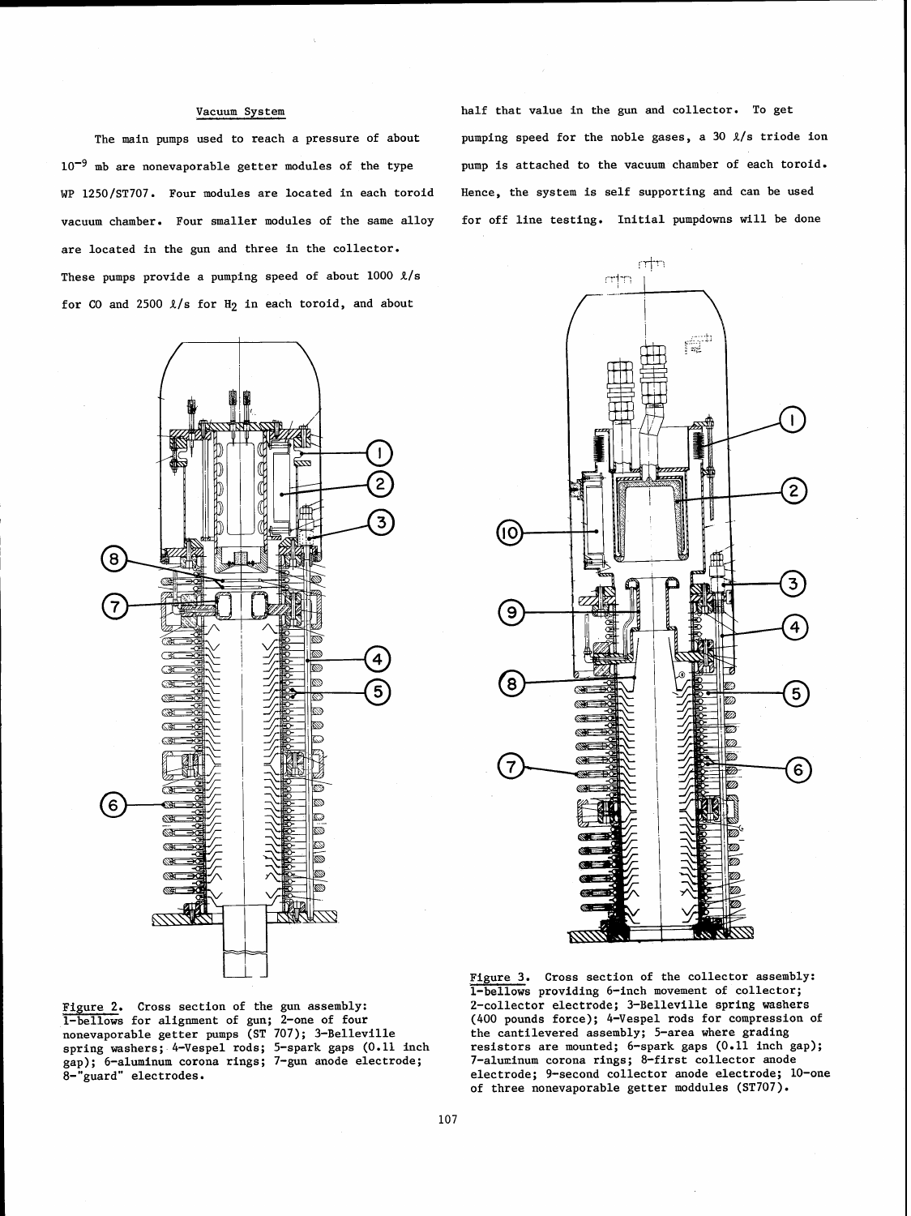## Vacuum System

The main pumps used to reach a pressure of about $10^{-9}$ mb are nonevaporable getter modules of the type WP 1250/ST707. Four modules are located in each toroid vacuum chamber. Four smaller modules of the same alloy are located in the gun and three in the collector. These pumps provide a pumping speed of about 1000 ℓ/s for CO and 2500 ℓ/s for $H_2$ in each toroid, and about half that value in the gun and collector. To get pumping speed for the noble gases, a 30 ℓ/s triode ion pump is attached to the vacuum chamber of each toroid. Hence, the system is self supporting and can be used for off line testing. Initial pumpdowns will be done

Figure 2. Cross section of the gun assembly: 1-bellows for alignment of gun; 2-one of four nonevaporable getter pumps (ST 707); 3-Belleville spring washers; 4-Vespel rods; 5-spark gaps (0.11 inch gap); 6-aluminum corona rings; 7-gun anode electrode; 8-"guard" electrodes.

Figure 3. Cross section of the collector assembly: 1-bellows providing 6-inch movement of collector; 2-collector electrode; 3-Belleville spring washers (400 pounds force); 4-Vespel rods for compression of the cantilevered assembly; 5-area where grading resistors are mounted; 6-spark gaps (0.11 inch gap); 7-aluminum corona rings; 8-first collector anode electrode; 9-second collector anode electrode; 10-one of three nonevaporable getter moddules (ST707).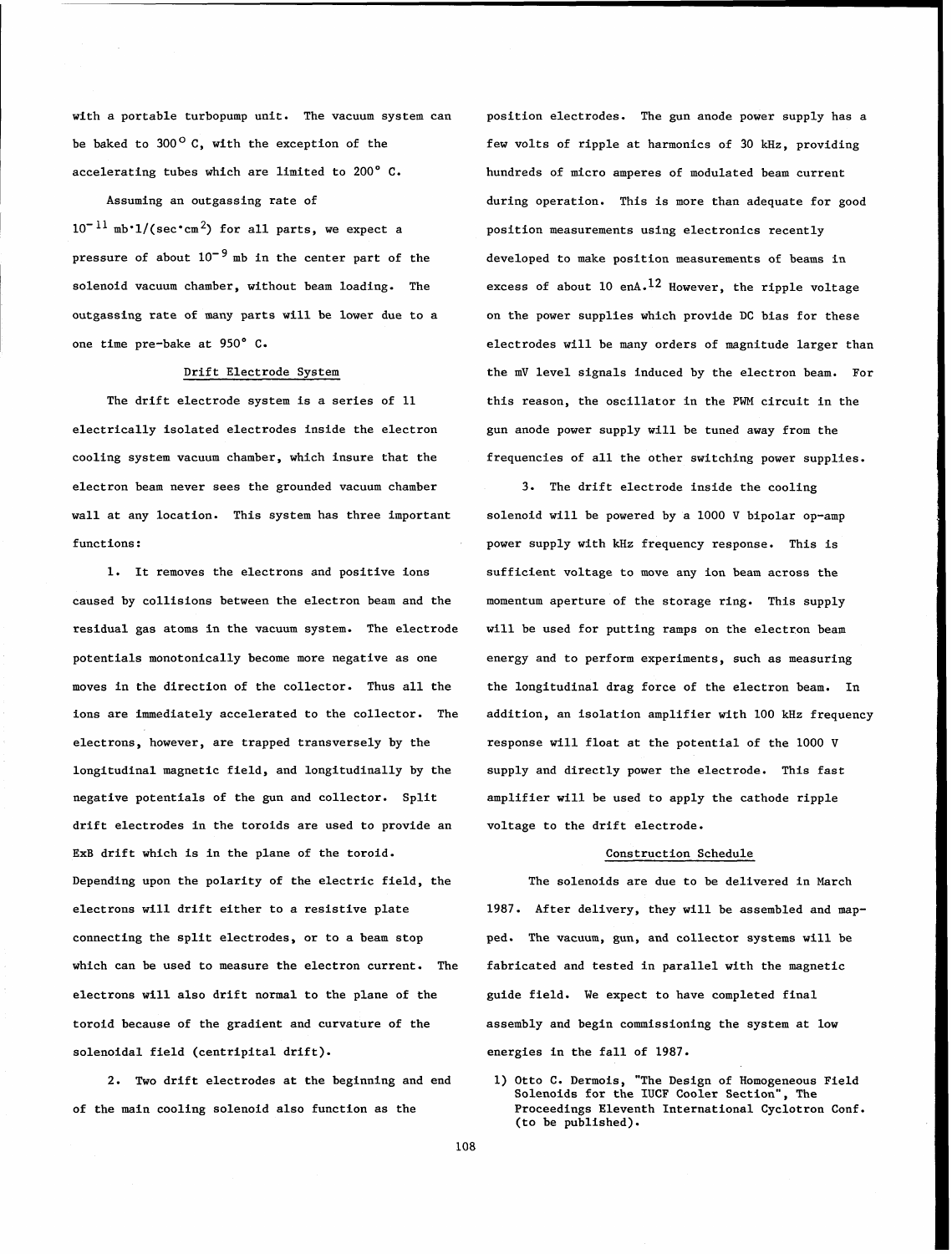with a portable turbopump unit. The vacuum system can be baked to 300° C, with the exception of the accelerating tubes which are limited to 200° C.

Assuming an outgassing rate of $10^{-11}$ mb·l/(sec·cm$^2$) for all parts, we expect a pressure of about $10^{-9}$ mb in the center part of the solenoid vacuum chamber, without beam loading. The outgassing rate of many parts will be lower due to a one time pre-bake at 950° C.

## Drift Electrode System

The drift electrode system is a series of 11 electrically isolated electrodes inside the electron cooling system vacuum chamber, which insure that the electron beam never sees the grounded vacuum chamber wall at any location. This system has three important functions:

1. It removes the electrons and positive ions caused by collisions between the electron beam and the residual gas atoms in the vacuum system. The electrode potentials monotonically become more negative as one moves in the direction of the collector. Thus all the ions are immediately accelerated to the collector. The electrons, however, are trapped transversely by the longitudinal magnetic field, and longitudinally by the negative potentials of the gun and collector. Split drift electrodes in the toroids are used to provide an ExB drift which is in the plane of the toroid. Depending upon the polarity of the electric field, the electrons will drift either to a resistive plate connecting the split electrodes, or to a beam stop which can be used to measure the electron current. The electrons will also drift normal to the plane of the toroid because of the gradient and curvature of the solenoidal field (centripital drift).

2. Two drift electrodes at the beginning and end of the main cooling solenoid also function as the position electrodes. The gun anode power supply has a few volts of ripple at harmonics of 30 kHz, providing hundreds of micro amperes of modulated beam current during operation. This is more than adequate for good position measurements using electronics recently developed to make position measurements of beams in excess of about 10 enA.[12] However, the ripple voltage on the power supplies which provide DC bias for these electrodes will be many orders of magnitude larger than the mV level signals induced by the electron beam. For this reason, the oscillator in the PWM circuit in the gun anode power supply will be tuned away from the frequencies of all the other switching power supplies.

3. The drift electrode inside the cooling solenoid will be powered by a 1000 V bipolar op-amp power supply with kHz frequency response. This is sufficient voltage to move any ion beam across the momentum aperture of the storage ring. This supply will be used for putting ramps on the electron beam energy and to perform experiments, such as measuring the longitudinal drag force of the electron beam. In addition, an isolation amplifier with 100 kHz frequency response will float at the potential of the 1000 V supply and directly power the electrode. This fast amplifier will be used to apply the cathode ripple voltage to the drift electrode.

## Construction Schedule

The solenoids are due to be delivered in March 1987. After delivery, they will be assembled and mapped. The vacuum, gun, and collector systems will be fabricated and tested in parallel with the magnetic guide field. We expect to have completed final assembly and begin commissioning the system at low energies in the fall of 1987.

1) Otto C. Dermois, "The Design of Homogeneous Field Solenoids for the IUCF Cooler Section", The Proceedings Eleventh International Cyclotron Conf. (to be published).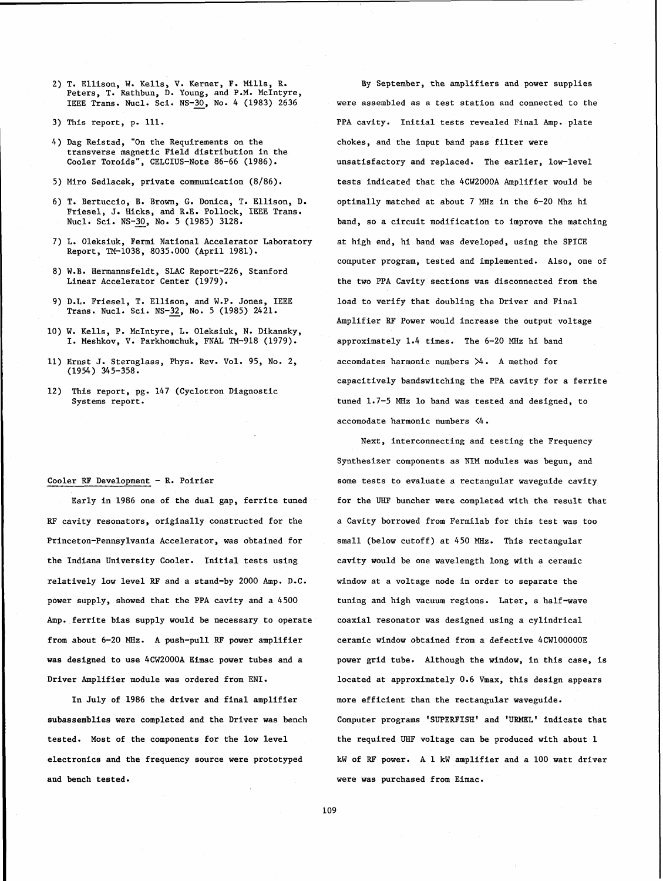2) T. Ellison, W. Kells, V. Kerner, F. Mills, R. Peters, T. Rathbun, D. Young, and P.M. McIntyre, IEEE Trans. Nucl. Sci. NS-30, No. 4 (1983) 2636

3) This report, p. 111.

4) Dag Reistad, "On the Requirements on the transverse magnetic Field distribution in the Cooler Toroids", CELCIUS-Note 86-66 (1986).

5) Miro Sedlacek, private communication (8/86).

6) T. Bertuccio, B. Brown, G. Donica, T. Ellison, D. Friesel, J. Hicks, and R.E. Pollock, IEEE Trans. Nucl. Sci. NS-30, No. 5 (1985) 3128.

7) L. Oleksiuk, Fermi National Accelerator Laboratory Report, TM-1038, 8035.000 (April 1981).

8) W.B. Hermannsfeldt, SLAC Report-226, Stanford Linear Accelerator Center (1979).

9) D.L. Friesel, T. Ellison, and W.P. Jones, IEEE Trans. Nucl. Sci. NS-32, No. 5 (1985) 2421.

10) W. Kells, P. McIntyre, L. Oleksiuk, N. Dikansky, I. Meshkov, V. Parkhomchuk, FNAL TM-918 (1979).

11) Ernst J. Sternglass, Phys. Rev. Vol. 95, No. 2, (1954) 345-358.

12) This report, pg. 147 (Cyclotron Diagnostic Systems report.

## Cooler RF Development - R. Poirier

Early in 1986 one of the dual gap, ferrite tuned RF cavity resonators, originally constructed for the Princeton-Pennsylvania Accelerator, was obtained for the Indiana University Cooler. Initial tests using relatively low level RF and a stand-by 2000 Amp. D.C. power supply, showed that the PPA cavity and a 4500 Amp. ferrite bias supply would be necessary to operate from about 6-20 MHz. A push-pull RF power amplifier was designed to use 4CW2000A Eimac power tubes and a Driver Amplifier module was ordered from ENI.

In July of 1986 the driver and final amplifier subassemblies were completed and the Driver was bench tested. Most of the components for the low level electronics and the frequency source were prototyped and bench tested.

By September, the amplifiers and power supplies were assembled as a test station and connected to the PPA cavity. Initial tests revealed Final Amp. plate chokes, and the input band pass filter were unsatisfactory and replaced. The earlier, low-level tests indicated that the 4CW2000A Amplifier would be optimally matched at about 7 MHz in the 6-20 Mhz hi band, so a circuit modification to improve the matching at high end, hi band was developed, using the SPICE computer program, tested and implemented. Also, one of the two PPA Cavity sections was disconnected from the load to verify that doubling the Driver and Final Amplifier RF Power would increase the output voltage approximately 1.4 times. The 6-20 MHz hi band accomdates harmonic numbers >4. A method for capacitively bandswitching the PPA cavity for a ferrite tuned 1.7-5 MHz lo band was tested and designed, to accomodate harmonic numbers <4.

Next, interconnecting and testing the Frequency Synthesizer components as NIM modules was begun, and some tests to evaluate a rectangular waveguide cavity for the UHF buncher were completed with the result that a Cavity borrowed from Fermilab for this test was too small (below cutoff) at 450 MHz. This rectangular cavity would be one wavelength long with a ceramic window at a voltage node in order to separate the tuning and high vacuum regions. Later, a half-wave coaxial resonator was designed using a cylindrical ceramic window obtained from a defective 4CW100000E power grid tube. Although the window, in this case, is located at approximately 0.6 Vmax, this design appears more efficient than the rectangular waveguide. Computer programs 'SUPERFISH' and 'URMEL' indicate that the required UHF voltage can be produced with about 1 kW of RF power. A 1 kW amplifier and a 100 watt driver were was purchased from Eimac.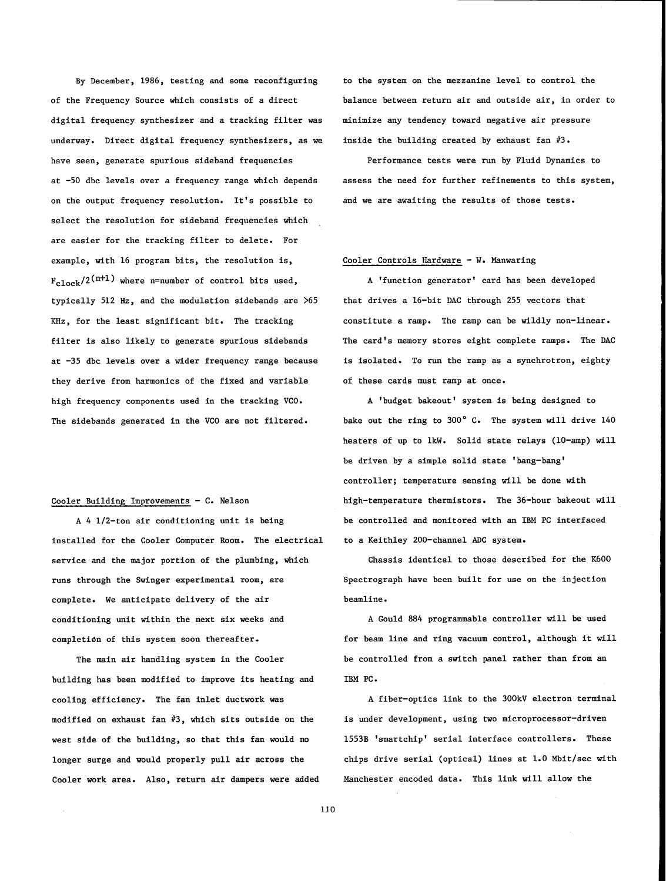By December, 1986, testing and some reconfiguring of the Frequency Source which consists of a direct digital frequency synthesizer and a tracking filter was underway. Direct digital frequency synthesizers, as we have seen, generate spurious sideband frequencies at -50 dbc levels over a frequency range which depends on the output frequency resolution. It's possible to select the resolution for sideband frequencies which are easier for the tracking filter to delete. For example, with 16 program bits, the resolution is, $F_{clock}/2^{(n+1)}$ where n=number of control bits used, typically 512 Hz, and the modulation sidebands are >65 KHz, for the least significant bit. The tracking filter is also likely to generate spurious sidebands at -35 dbc levels over a wider frequency range because they derive from harmonics of the fixed and variable high frequency components used in the tracking VCO. The sidebands generated in the VCO are not filtered.

Cooler Building Improvements - C. Nelson

A 4 1/2-ton air conditioning unit is being installed for the Cooler Computer Room. The electrical service and the major portion of the plumbing, which runs through the Swinger experimental room, are complete. We anticipate delivery of the air conditioning unit within the next six weeks and completion of this system soon thereafter.

The main air handling system in the Cooler building has been modified to improve its heating and cooling efficiency. The fan inlet ductwork was modified on exhaust fan #3, which sits outside on the west side of the building, so that this fan would no longer surge and would properly pull air across the Cooler work area. Also, return air dampers were added to the system on the mezzanine level to control the balance between return air and outside air, in order to minimize any tendency toward negative air pressure inside the building created by exhaust fan #3.

Performance tests were run by Fluid Dynamics to assess the need for further refinements to this system, and we are awaiting the results of those tests.

Cooler Controls Hardware - W. Manwaring

A 'function generator' card has been developed that drives a 16-bit DAC through 255 vectors that constitute a ramp. The ramp can be wildly non-linear. The card's memory stores eight complete ramps. The DAC is isolated. To run the ramp as a synchrotron, eighty of these cards must ramp at once.

A 'budget bakeout' system is being designed to bake out the ring to 300° C. The system will drive 140 heaters of up to 1kW. Solid state relays (10-amp) will be driven by a simple solid state 'bang-bang' controller; temperature sensing will be done with high-temperature thermistors. The 36-hour bakeout will be controlled and monitored with an IBM PC interfaced to a Keithley 200-channel ADC system.

Chassis identical to those described for the K600 Spectrograph have been built for use on the injection beamline.

A Gould 884 programmable controller will be used for beam line and ring vacuum control, although it will be controlled from a switch panel rather than from an IBM PC.

A fiber-optics link to the 300kV electron terminal is under development, using two microprocessor-driven 1553B 'smartchip' serial interface controllers. These chips drive serial (optical) lines at 1.0 Mbit/sec with Manchester encoded data. This link will allow the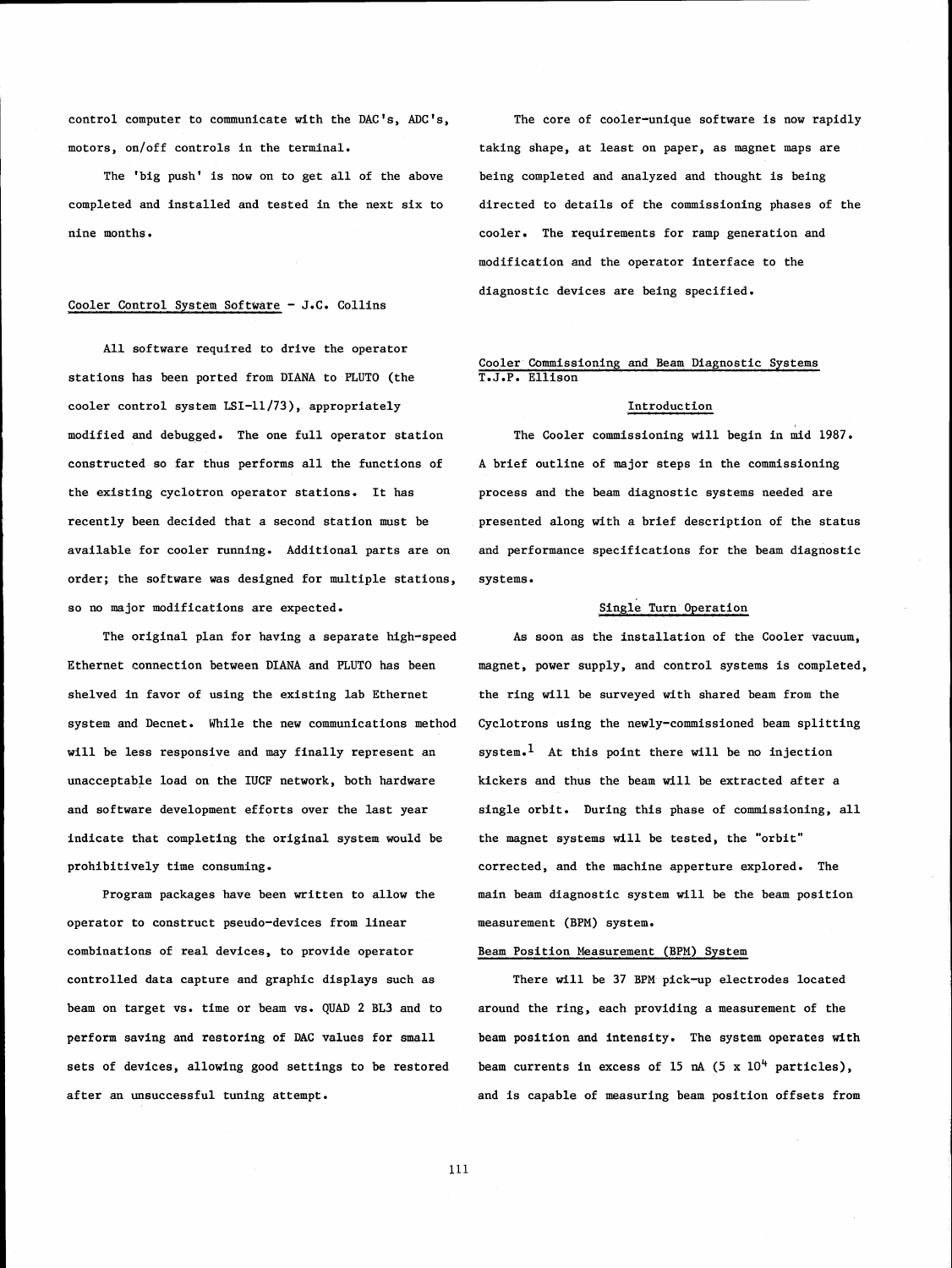control computer to communicate with the DAC's, ADC's, motors, on/off controls in the terminal.

The 'big push' is now on to get all of the above completed and installed and tested in the next six to nine months.

## Cooler Control System Software - J.C. Collins

All software required to drive the operator stations has been ported from DIANA to PLUTO (the cooler control system LSI-11/73), appropriately modified and debugged. The one full operator station constructed so far thus performs all the functions of the existing cyclotron operator stations. It has recently been decided that a second station must be available for cooler running. Additional parts are on order; the software was designed for multiple stations, so no major modifications are expected.

The original plan for having a separate high-speed Ethernet connection between DIANA and PLUTO has been shelved in favor of using the existing lab Ethernet system and Decnet. While the new communications method will be less responsive and may finally represent an unacceptable load on the IUCF network, both hardware and software development efforts over the last year indicate that completing the original system would be prohibitively time consuming.

Program packages have been written to allow the operator to construct pseudo-devices from linear combinations of real devices, to provide operator controlled data capture and graphic displays such as beam on target vs. time or beam vs. QUAD 2 BL3 and to perform saving and restoring of DAC values for small sets of devices, allowing good settings to be restored after an unsuccessful tuning attempt.

The core of cooler-unique software is now rapidly taking shape, at least on paper, as magnet maps are being completed and analyzed and thought is being directed to details of the commissioning phases of the cooler. The requirements for ramp generation and modification and the operator interface to the diagnostic devices are being specified.

## Cooler Commissioning and Beam Diagnostic Systems
T.J.P. Ellison

### Introduction

The Cooler commissioning will begin in mid 1987. A brief outline of major steps in the commissioning process and the beam diagnostic systems needed are presented along with a brief description of the status and performance specifications for the beam diagnostic systems.

### Single Turn Operation

As soon as the installation of the Cooler vacuum, magnet, power supply, and control systems is completed, the ring will be surveyed with shared beam from the Cyclotrons using the newly-commissioned beam splitting system.[1] At this point there will be no injection kickers and thus the beam will be extracted after a single orbit. During this phase of commissioning, all the magnet systems will be tested, the "orbit" corrected, and the machine apperture explored. The main beam diagnostic system will be the beam position measurement (BPM) system.

### Beam Position Measurement (BPM) System

There will be 37 BPM pick-up electrodes located around the ring, each providing a measurement of the beam position and intensity. The system operates with beam currents in excess of 15 nA ($5 \times 10^4$ particles), and is capable of measuring beam position offsets from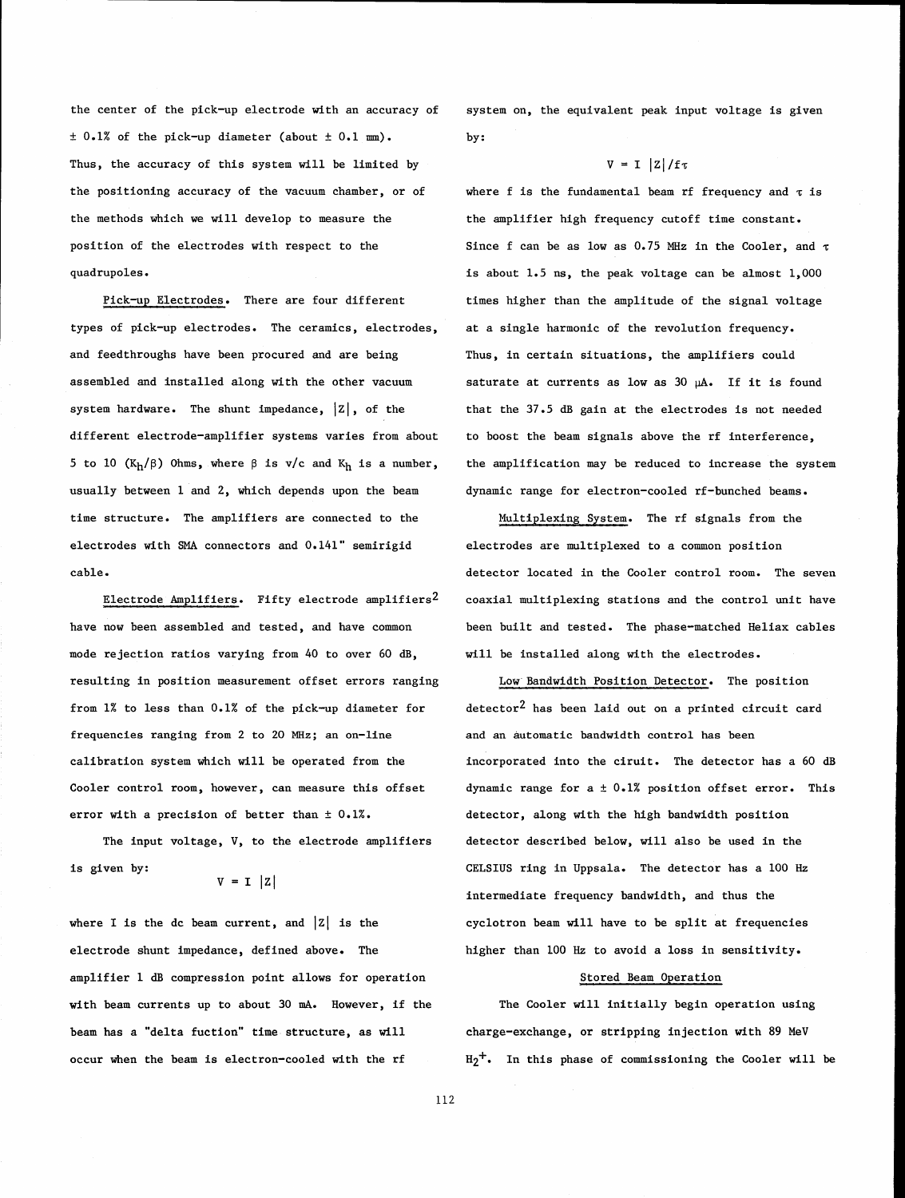the center of the pick-up electrode with an accuracy of ± 0.1% of the pick-up diameter (about ± 0.1 mm). Thus, the accuracy of this system will be limited by the positioning accuracy of the vacuum chamber, or of the methods which we will develop to measure the position of the electrodes with respect to the quadrupoles.

Pick-up Electrodes. There are four different types of pick-up electrodes. The ceramics, electrodes, and feedthroughs have been procured and are being assembled and installed along with the other vacuum system hardware. The shunt impedance, $|Z|$, of the different electrode-amplifier systems varies from about 5 to 10 $(K_h/\beta)$ Ohms, where $\beta$ is v/c and $K_h$ is a number, usually between 1 and 2, which depends upon the beam time structure. The amplifiers are connected to the electrodes with SMA connectors and 0.141" semirigid cable.

Electrode Amplifiers. Fifty electrode amplifiers[2] have now been assembled and tested, and have common mode rejection ratios varying from 40 to over 60 dB, resulting in position measurement offset errors ranging from 1% to less than 0.1% of the pick-up diameter for frequencies ranging from 2 to 20 MHz; an on-line calibration system which will be operated from the Cooler control room, however, can measure this offset error with a precision of better than ± 0.1%.

The input voltage, V, to the electrode amplifiers is given by:

$$V = I\ |Z|$$

where I is the dc beam current, and $|Z|$ is the electrode shunt impedance, defined above. The amplifier 1 dB compression point allows for operation with beam currents up to about 30 mA. However, if the beam has a "delta fuction" time structure, as will occur when the beam is electron-cooled with the rf system on, the equivalent peak input voltage is given by:

$$V = I\ |Z|/f\tau$$

where f is the fundamental beam rf frequency and $\tau$ is the amplifier high frequency cutoff time constant. Since f can be as low as 0.75 MHz in the Cooler, and $\tau$ is about 1.5 ns, the peak voltage can be almost 1,000 times higher than the amplitude of the signal voltage at a single harmonic of the revolution frequency. Thus, in certain situations, the amplifiers could saturate at currents as low as 30 μA. If it is found that the 37.5 dB gain at the electrodes is not needed to boost the beam signals above the rf interference, the amplification may be reduced to increase the system dynamic range for electron-cooled rf-bunched beams.

Multiplexing System. The rf signals from the electrodes are multiplexed to a common position detector located in the Cooler control room. The seven coaxial multiplexing stations and the control unit have been built and tested. The phase-matched Heliax cables will be installed along with the electrodes.

Low Bandwidth Position Detector. The position detector[2] has been laid out on a printed circuit card and an automatic bandwidth control has been incorporated into the ciruit. The detector has a 60 dB dynamic range for a ± 0.1% position offset error. This detector, along with the high bandwidth position detector described below, will also be used in the CELSIUS ring in Uppsala. The detector has a 100 Hz intermediate frequency bandwidth, and thus the cyclotron beam will have to be split at frequencies higher than 100 Hz to avoid a loss in sensitivity.

## Stored Beam Operation

The Cooler will initially begin operation using charge-exchange, or stripping injection with 89 MeV $H_2^+$. In this phase of commissioning the Cooler will be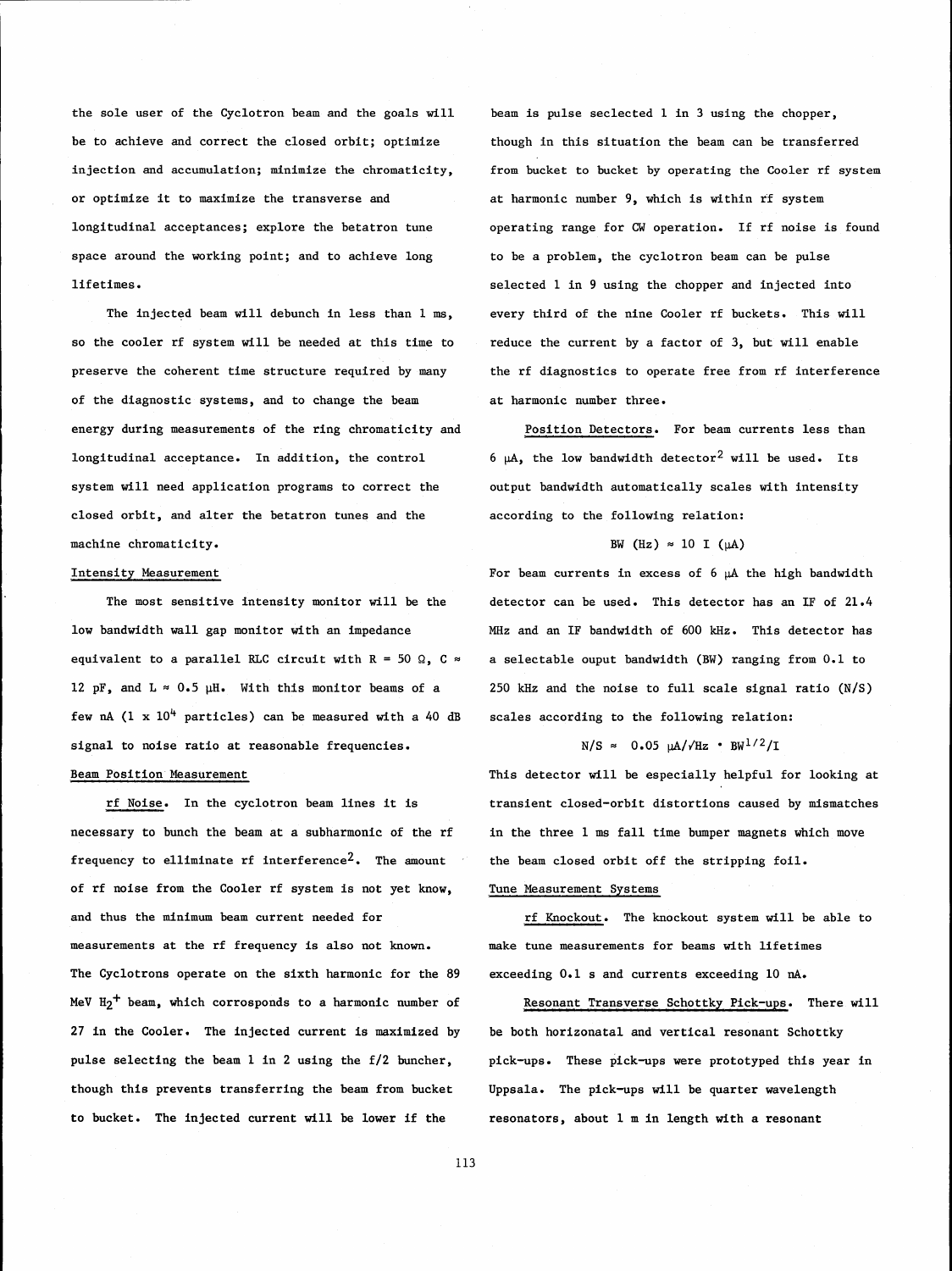the sole user of the Cyclotron beam and the goals will be to achieve and correct the closed orbit; optimize injection and accumulation; minimize the chromaticity, or optimize it to maximize the transverse and longitudinal acceptances; explore the betatron tune space around the working point; and to achieve long lifetimes.

The injected beam will debunch in less than 1 ms, so the cooler rf system will be needed at this time to preserve the coherent time structure required by many of the diagnostic systems, and to change the beam energy during measurements of the ring chromaticity and longitudinal acceptance. In addition, the control system will need application programs to correct the closed orbit, and alter the betatron tunes and the machine chromaticity.

## Intensity Measurement

The most sensitive intensity monitor will be the low bandwidth wall gap monitor with an impedance equivalent to a parallel RLC circuit with R = 50 Ω, C ≈ 12 pF, and L ≈ 0.5 μH. With this monitor beams of a few nA ($1 \times 10^4$ particles) can be measured with a 40 dB signal to noise ratio at reasonable frequencies.

## Beam Position Measurement

rf Noise. In the cyclotron beam lines it is necessary to bunch the beam at a subharmonic of the rf frequency to elliminate rf interference[2]. The amount of rf noise from the Cooler rf system is not yet know, and thus the minimum beam current needed for measurements at the rf frequency is also not known. The Cyclotrons operate on the sixth harmonic for the 89 MeV $H_2^+$ beam, which corrosponds to a harmonic number of 27 in the Cooler. The injected current is maximized by pulse selecting the beam 1 in 2 using the f/2 buncher, though this prevents transferring the beam from bucket to bucket. The injected current will be lower if the beam is pulse seclected 1 in 3 using the chopper, though in this situation the beam can be transferred from bucket to bucket by operating the Cooler rf system at harmonic number 9, which is within rf system operating range for CW operation. If rf noise is found to be a problem, the cyclotron beam can be pulse selected 1 in 9 using the chopper and injected into every third of the nine Cooler rf buckets. This will reduce the current by a factor of 3, but will enable the rf diagnostics to operate free from rf interference at harmonic number three.

Position Detectors. For beam currents less than 6 μA, the low bandwidth detector[2] will be used. Its output bandwidth automatically scales with intensity according to the following relation:

$$\text{BW (Hz)} \approx 10 \text{ I } (\mu\text{A})$$

For beam currents in excess of 6 μA the high bandwidth detector can be used. This detector has an IF of 21.4 MHz and an IF bandwidth of 600 kHz. This detector has a selectable ouput bandwidth (BW) ranging from 0.1 to 250 kHz and the noise to full scale signal ratio (N/S) scales according to the following relation:

$$\text{N/S} \approx 0.05 \ \mu\text{A}/\sqrt{\text{Hz}} \cdot \text{BW}^{1/2}/\text{I}$$

This detector will be especially helpful for looking at transient closed-orbit distortions caused by mismatches in the three 1 ms fall time bumper magnets which move the beam closed orbit off the stripping foil.

## Tune Measurement Systems

rf Knockout. The knockout system will be able to make tune measurements for beams with lifetimes exceeding 0.1 s and currents exceeding 10 nA.

Resonant Transverse Schottky Pick-ups. There will be both horizonatal and vertical resonant Schottky pick-ups. These pick-ups were prototyped this year in Uppsala. The pick-ups will be quarter wavelength resonators, about 1 m in length with a resonant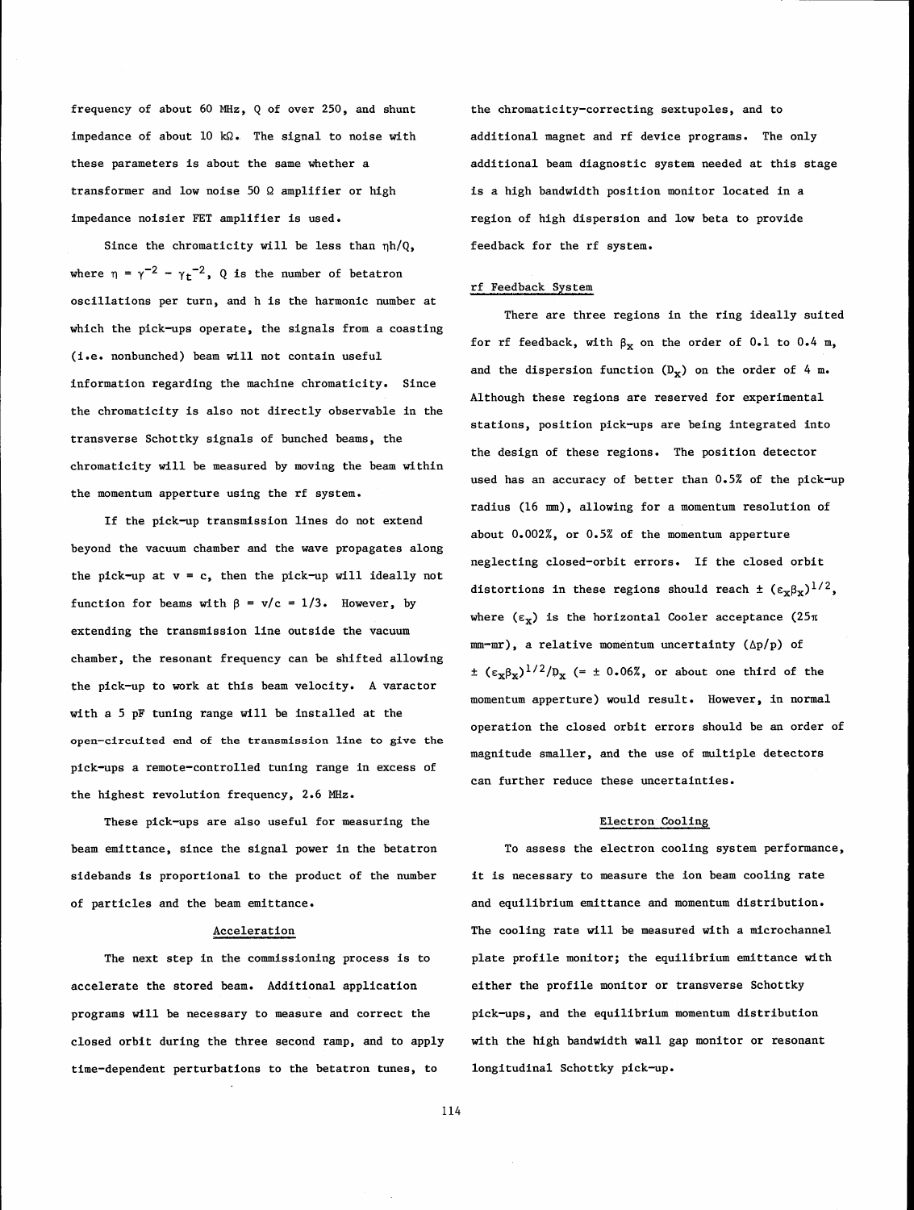frequency of about 60 MHz, Q of over 250, and shunt impedance of about 10 kΩ. The signal to noise with these parameters is about the same whether a transformer and low noise 50 Ω amplifier or high impedance noisier FET amplifier is used.

Since the chromaticity will be less than $\eta h/Q$, where $\eta = \gamma^{-2} - \gamma_t^{-2}$, Q is the number of betatron oscillations per turn, and h is the harmonic number at which the pick-ups operate, the signals from a coasting (i.e. nonbunched) beam will not contain useful information regarding the machine chromaticity. Since the chromaticity is also not directly observable in the transverse Schottky signals of bunched beams, the chromaticity will be measured by moving the beam within the momentum apperture using the rf system.

If the pick-up transmission lines do not extend beyond the vacuum chamber and the wave propagates along the pick-up at $v = c$, then the pick-up will ideally not function for beams with $\beta = v/c = 1/3$. However, by extending the transmission line outside the vacuum chamber, the resonant frequency can be shifted allowing the pick-up to work at this beam velocity. A varactor with a 5 pF tuning range will be installed at the open-circuited end of the transmission line to give the pick-ups a remote-controlled tuning range in excess of the highest revolution frequency, 2.6 MHz.

These pick-ups are also useful for measuring the beam emittance, since the signal power in the betatron sidebands is proportional to the product of the number of particles and the beam emittance.

## Acceleration

The next step in the commissioning process is to accelerate the stored beam. Additional application programs will be necessary to measure and correct the closed orbit during the three second ramp, and to apply time-dependent perturbations to the betatron tunes, to the chromaticity-correcting sextupoles, and to additional magnet and rf device programs. The only additional beam diagnostic system needed at this stage is a high bandwidth position monitor located in a region of high dispersion and low beta to provide feedback for the rf system.

## rf Feedback System

There are three regions in the ring ideally suited for rf feedback, with $\beta_x$ on the order of 0.1 to 0.4 m, and the dispersion function ($D_x$) on the order of 4 m. Although these regions are reserved for experimental stations, position pick-ups are being integrated into the design of these regions. The position detector used has an accuracy of better than 0.5% of the pick-up radius (16 mm), allowing for a momentum resolution of about 0.002%, or 0.5% of the momentum apperture neglecting closed-orbit errors. If the closed orbit distortions in these regions should reach $\pm (\epsilon_x \beta_x)^{1/2}$, where ($\epsilon_x$) is the horizontal Cooler acceptance ($25\pi$ mm-mr), a relative momentum uncertainty ($\Delta p/p$) of $\pm (\epsilon_x \beta_x)^{1/2}/D_x$ (= ± 0.06%, or about one third of the momentum apperture) would result. However, in normal operation the closed orbit errors should be an order of magnitude smaller, and the use of multiple detectors can further reduce these uncertainties.

## Electron Cooling

To assess the electron cooling system performance, it is necessary to measure the ion beam cooling rate and equilibrium emittance and momentum distribution. The cooling rate will be measured with a microchannel plate profile monitor; the equilibrium emittance with either the profile monitor or transverse Schottky pick-ups, and the equilibrium momentum distribution with the high bandwidth wall gap monitor or resonant longitudinal Schottky pick-up.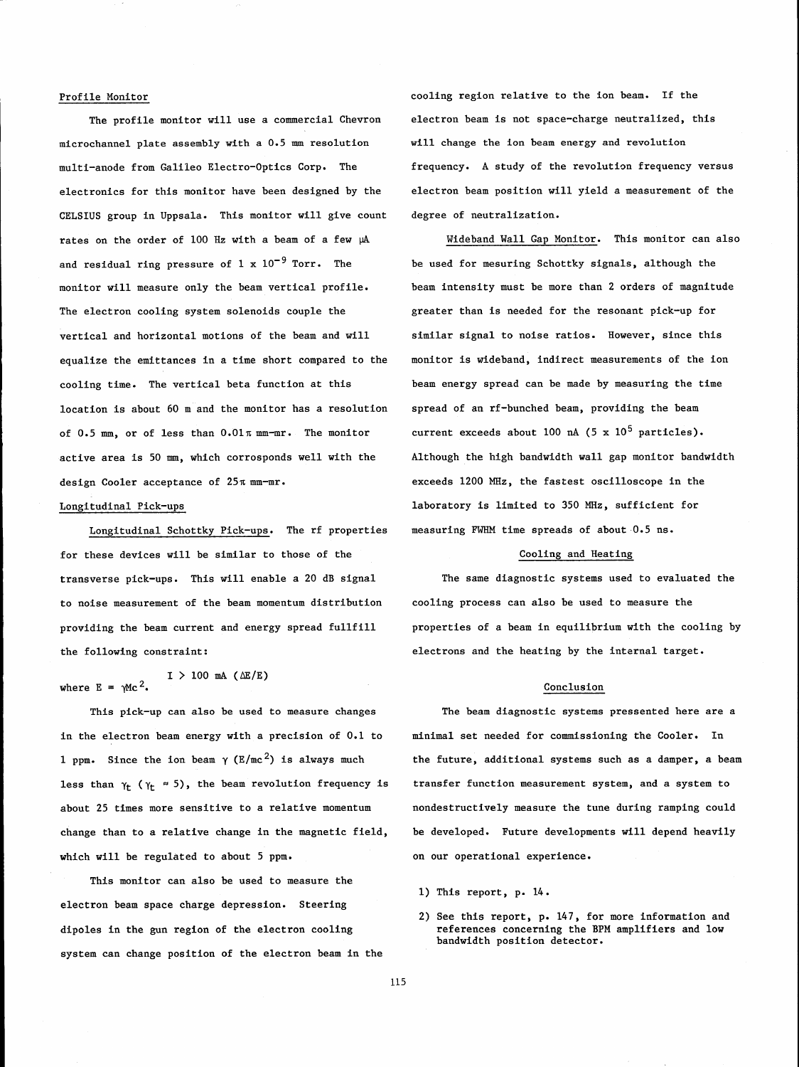## Profile Monitor

The profile monitor will use a commercial Chevron microchannel plate assembly with a 0.5 mm resolution multi-anode from Galileo Electro-Optics Corp. The electronics for this monitor have been designed by the CELSIUS group in Uppsala. This monitor will give count rates on the order of 100 Hz with a beam of a few μA and residual ring pressure of $1 \times 10^{-9}$ Torr. The monitor will measure only the beam vertical profile. The electron cooling system solenoids couple the vertical and horizontal motions of the beam and will equalize the emittances in a time short compared to the cooling time. The vertical beta function at this location is about 60 m and the monitor has a resolution of 0.5 mm, or of less than $0.01\pi$ mm-mr. The monitor active area is 50 mm, which corrosponds well with the design Cooler acceptance of $25\pi$ mm-mr.

## Longitudinal Pick-ups

Longitudinal Schottky Pick-ups. The rf properties for these devices will be similar to those of the transverse pick-ups. This will enable a 20 dB signal to noise measurement of the beam momentum distribution providing the beam current and energy spread fullfill the following constraint:

$$I > 100 \text{ mA } (\Delta E/E)$$

where $E = \gamma Mc^2$.

This pick-up can also be used to measure changes in the electron beam energy with a precision of 0.1 to 1 ppm. Since the ion beam $\gamma$ ($E/mc^2$) is always much less than $\gamma_t$ ($\gamma_t \approx 5$), the beam revolution frequency is about 25 times more sensitive to a relative momentum change than to a relative change in the magnetic field, which will be regulated to about 5 ppm.

This monitor can also be used to measure the electron beam space charge depression. Steering dipoles in the gun region of the electron cooling system can change position of the electron beam in the cooling region relative to the ion beam. If the electron beam is not space-charge neutralized, this will change the ion beam energy and revolution frequency. A study of the revolution frequency versus electron beam position will yield a measurement of the degree of neutralization.

Wideband Wall Gap Monitor. This monitor can also be used for mesuring Schottky signals, although the beam intensity must be more than 2 orders of magnitude greater than is needed for the resonant pick-up for similar signal to noise ratios. However, since this monitor is wideband, indirect measurements of the ion beam energy spread can be made by measuring the time spread of an rf-bunched beam, providing the beam current exceeds about 100 nA ($5 \times 10^5$ particles). Although the high bandwidth wall gap monitor bandwidth exceeds 1200 MHz, the fastest oscilloscope in the laboratory is limited to 350 MHz, sufficient for measuring FWHM time spreads of about 0.5 ns.

## Cooling and Heating

The same diagnostic systems used to evaluated the cooling process can also be used to measure the properties of a beam in equilibrium with the cooling by electrons and the heating by the internal target.

## Conclusion

The beam diagnostic systems pressented here are a minimal set needed for commissioning the Cooler. In the future, additional systems such as a damper, a beam transfer function measurement system, and a system to nondestructively measure the tune during ramping could be developed. Future developments will depend heavily on our operational experience.

1) This report, p. 14.

2) See this report, p. 147, for more information and references concerning the BPM amplifiers and low bandwidth position detector.